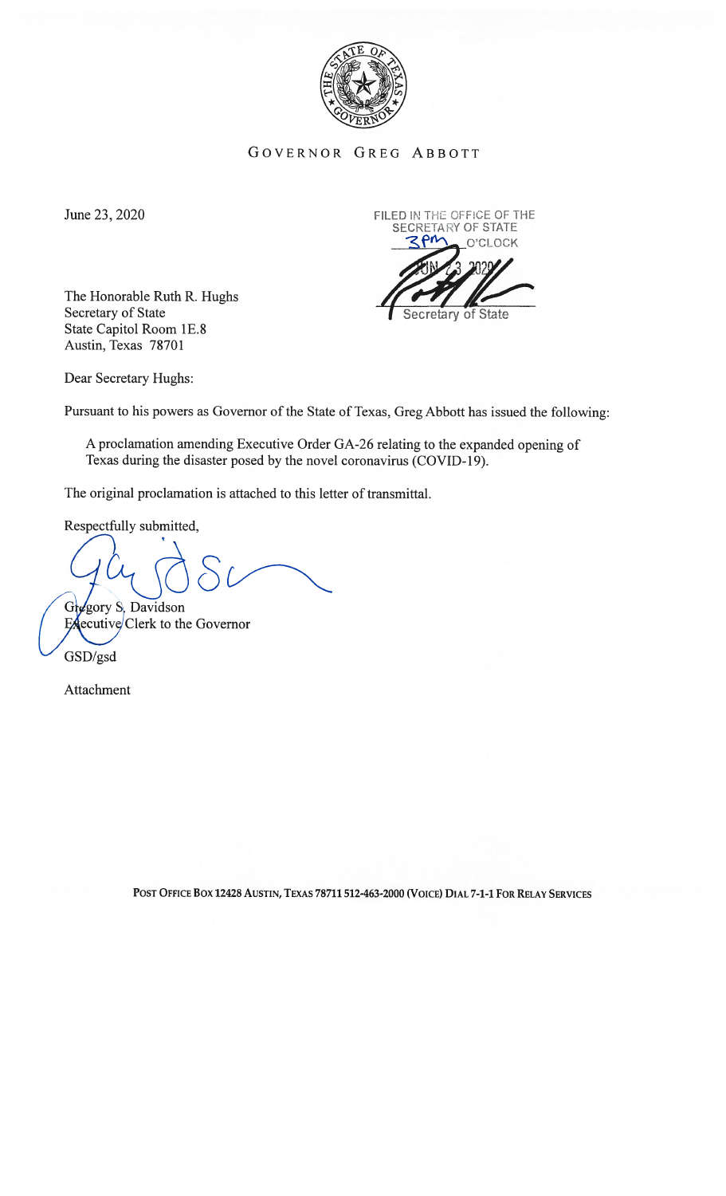GOVERNOR GREG ABBOTT

June 23, 2020

FILED IN THE OFFICE OF THE SECRETARY OF STATE
3PM O'CLOCK
JUN 23 2020
Secretary of State

The Honorable Ruth R. Hughs
Secretary of State
State Capitol Room 1E.8
Austin, Texas 78701

Dear Secretary Hughs:

Pursuant to his powers as Governor of the State of Texas, Greg Abbott has issued the following:

> A proclamation amending Executive Order GA-26 relating to the expanded opening of Texas during the disaster posed by the novel coronavirus (COVID-19).

The original proclamation is attached to this letter of transmittal.

Respectfully submitted,

Gregory S. Davidson
Executive Clerk to the Governor

GSD/gsd

Attachment

POST OFFICE BOX 12428 AUSTIN, TEXAS 78711 512-463-2000 (VOICE) DIAL 7-1-1 FOR RELAY SERVICES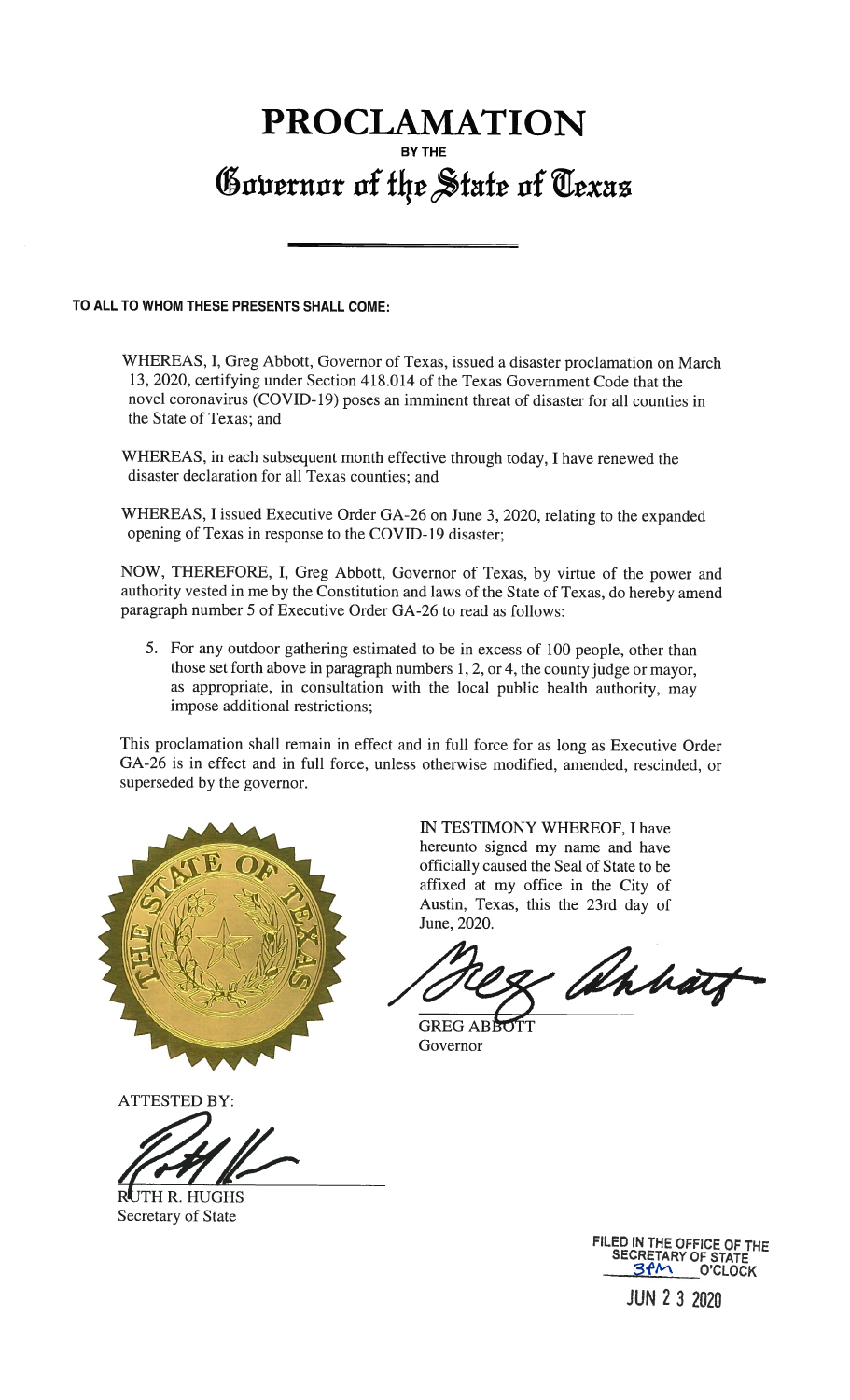# PROCLAMATION

**BY THE**

# Governor of the State of Texas

**TO ALL TO WHOM THESE PRESENTS SHALL COME:**

WHEREAS, I, Greg Abbott, Governor of Texas, issued a disaster proclamation on March 13, 2020, certifying under Section 418.014 of the Texas Government Code that the novel coronavirus (COVID-19) poses an imminent threat of disaster for all counties in the State of Texas; and

WHEREAS, in each subsequent month effective through today, I have renewed the disaster declaration for all Texas counties; and

WHEREAS, I issued Executive Order GA-26 on June 3, 2020, relating to the expanded opening of Texas in response to the COVID-19 disaster;

NOW, THEREFORE, I, Greg Abbott, Governor of Texas, by virtue of the power and authority vested in me by the Constitution and laws of the State of Texas, do hereby amend paragraph number 5 of Executive Order GA-26 to read as follows:

5. For any outdoor gathering estimated to be in excess of 100 people, other than those set forth above in paragraph numbers 1, 2, or 4, the county judge or mayor, as appropriate, in consultation with the local public health authority, may impose additional restrictions;

This proclamation shall remain in effect and in full force for as long as Executive Order GA-26 is in effect and in full force, unless otherwise modified, amended, rescinded, or superseded by the governor.

THE STATE OF TEXAS

IN TESTIMONY WHEREOF, I have hereunto signed my name and have officially caused the Seal of State to be affixed at my office in the City of Austin, Texas, this the 23rd day of June, 2020.

Greg Abbott

GREG ABBOTT
Governor

ATTESTED BY:

Ruth R. Hughs

RUTH R. HUGHS
Secretary of State

FILED IN THE OFFICE OF THE SECRETARY OF STATE
3PM O'CLOCK

JUN 23 2020